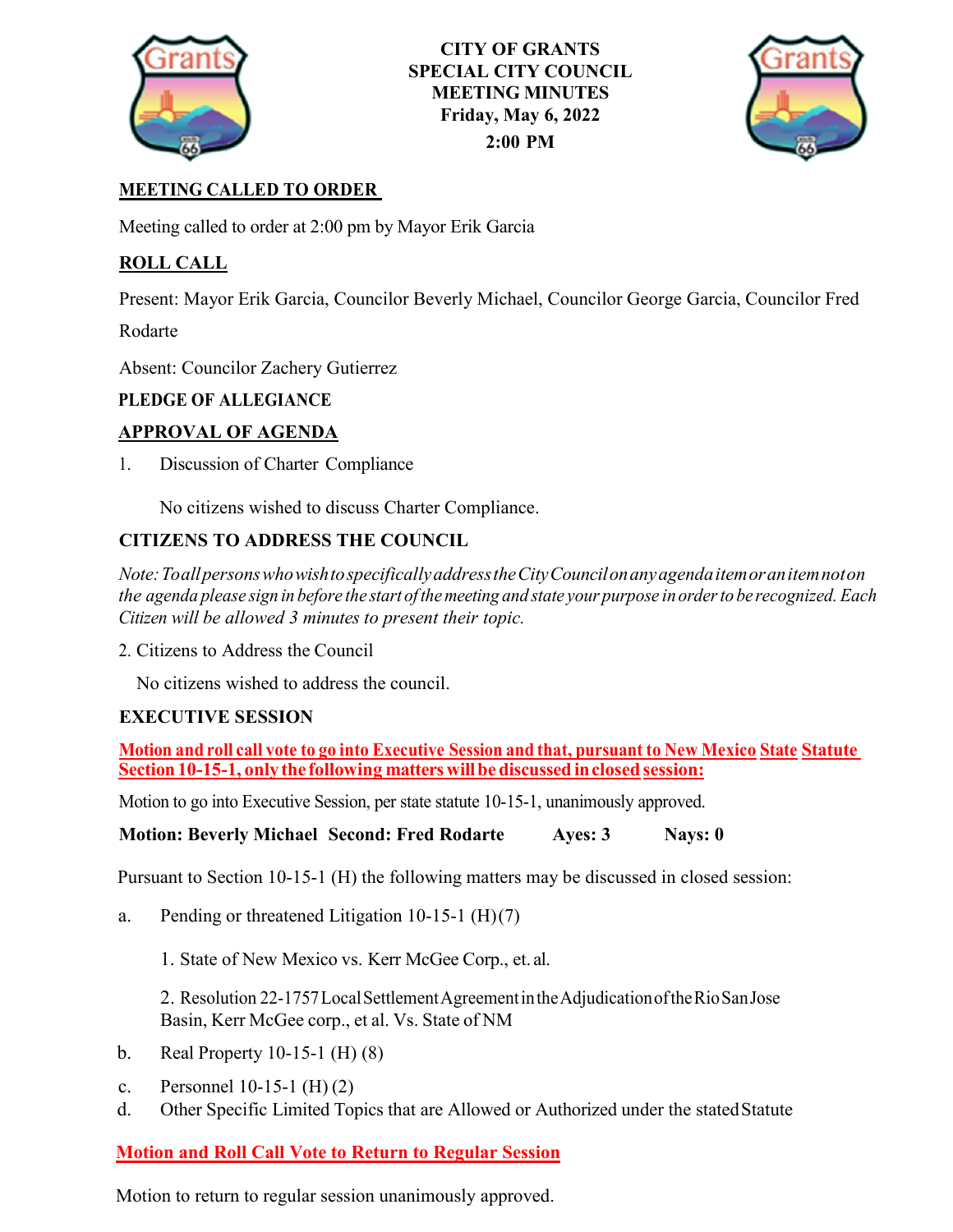# CITY OF GRANTS
## SPECIAL CITY COUNCIL MEETING MINUTES
**Friday, May 6, 2022**
**2:00 PM**

**MEETING CALLED TO ORDER**

Meeting called to order at 2:00 pm by Mayor Erik Garcia

**ROLL CALL**

Present: Mayor Erik Garcia, Councilor Beverly Michael, Councilor George Garcia, Councilor Fred Rodarte

Absent: Councilor Zachery Gutierrez

**PLEDGE OF ALLEGIANCE**

**APPROVAL OF AGENDA**

1. Discussion of Charter Compliance

   No citizens wished to discuss Charter Compliance.

**CITIZENS TO ADDRESS THE COUNCIL**

*Note: To all persons who wish to specifically address the City Council on any agenda item or an item not on the agenda please sign in before the start of the meeting and state your purpose in order to be recognized. Each Citizen will be allowed 3 minutes to present their topic.*

2. Citizens to Address the Council

   No citizens wished to address the council.

**EXECUTIVE SESSION**

**Motion and roll call vote to go into Executive Session and that, pursuant to New Mexico State Statute Section 10-15-1, only the following matters will be discussed in closed session:**

Motion to go into Executive Session, per state statute 10-15-1, unanimously approved.

**Motion: Beverly Michael Second: Fred Rodarte Ayes: 3 Nays: 0**

Pursuant to Section 10-15-1 (H) the following matters may be discussed in closed session:

a. Pending or threatened Litigation 10-15-1 (H)(7)

   1. State of New Mexico vs. Kerr McGee Corp., et. al.

   2. Resolution 22-1757 Local Settlement Agreement in the Adjudication of the Rio San Jose Basin, Kerr McGee corp., et al. Vs. State of NM

b. Real Property 10-15-1 (H) (8)

c. Personnel 10-15-1 (H) (2)

d. Other Specific Limited Topics that are Allowed or Authorized under the stated Statute

**Motion and Roll Call Vote to Return to Regular Session**

Motion to return to regular session unanimously approved.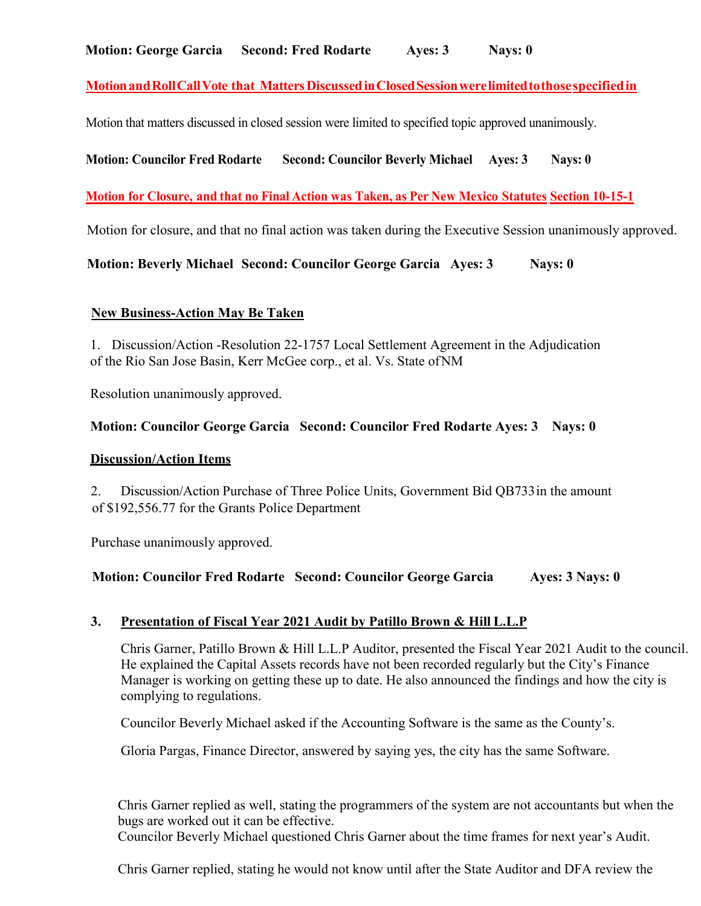**Motion: George Garcia Second: Fred Rodarte Ayes: 3 Nays: 0**

**Motion and Roll Call Vote that Matters Discussed in Closed Session were limited to those specified in**

Motion that matters discussed in closed session were limited to specified topic approved unanimously.

**Motion: Councilor Fred Rodarte Second: Councilor Beverly Michael Ayes: 3 Nays: 0**

**Motion for Closure, and that no Final Action was Taken, as Per New Mexico Statutes Section 10-15-1**

Motion for closure, and that no final action was taken during the Executive Session unanimously approved.

**Motion: Beverly Michael Second: Councilor George Garcia Ayes: 3 Nays: 0**

**New Business-Action May Be Taken**

1. Discussion/Action -Resolution 22-1757 Local Settlement Agreement in the Adjudication of the Rio San Jose Basin, Kerr McGee corp., et al. Vs. State of NM

Resolution unanimously approved.

**Motion: Councilor George Garcia Second: Councilor Fred Rodarte Ayes: 3 Nays: 0**

**Discussion/Action Items**

2. Discussion/Action Purchase of Three Police Units, Government Bid QB733 in the amount of $192,556.77 for the Grants Police Department

Purchase unanimously approved.

**Motion: Councilor Fred Rodarte Second: Councilor George Garcia Ayes: 3 Nays: 0**

**3. Presentation of Fiscal Year 2021 Audit by Patillo Brown & Hill L.L.P**

Chris Garner, Patillo Brown & Hill L.L.P Auditor, presented the Fiscal Year 2021 Audit to the council. He explained the Capital Assets records have not been recorded regularly but the City's Finance Manager is working on getting these up to date. He also announced the findings and how the city is complying to regulations.

Councilor Beverly Michael asked if the Accounting Software is the same as the County's.

Gloria Pargas, Finance Director, answered by saying yes, the city has the same Software.

Chris Garner replied as well, stating the programmers of the system are not accountants but when the bugs are worked out it can be effective.
Councilor Beverly Michael questioned Chris Garner about the time frames for next year's Audit.

Chris Garner replied, stating he would not know until after the State Auditor and DFA review the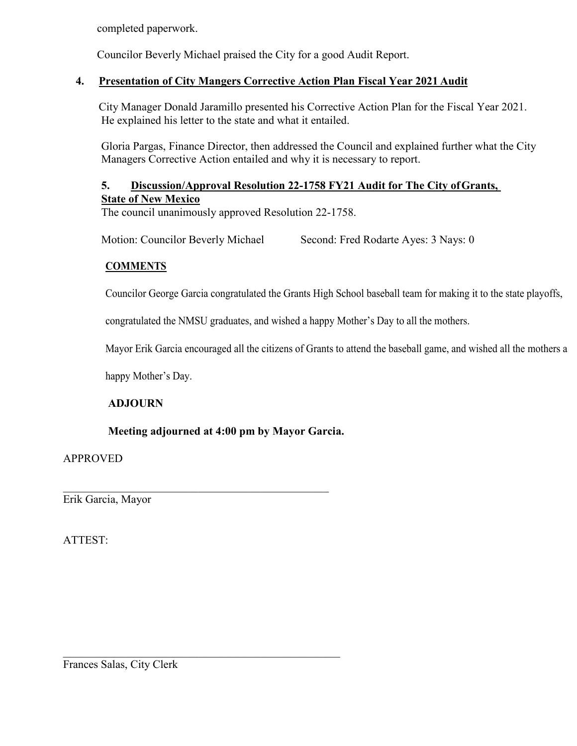completed paperwork.

Councilor Beverly Michael praised the City for a good Audit Report.

**4. Presentation of City Mangers Corrective Action Plan Fiscal Year 2021 Audit**

City Manager Donald Jaramillo presented his Corrective Action Plan for the Fiscal Year 2021. He explained his letter to the state and what it entailed.

Gloria Pargas, Finance Director, then addressed the Council and explained further what the City Managers Corrective Action entailed and why it is necessary to report.

**5. Discussion/Approval Resolution 22-1758 FY21 Audit for The City of Grants, State of New Mexico**

The council unanimously approved Resolution 22-1758.

Motion: Councilor Beverly Michael Second: Fred Rodarte Ayes: 3 Nays: 0

**COMMENTS**

Councilor George Garcia congratulated the Grants High School baseball team for making it to the state playoffs, congratulated the NMSU graduates, and wished a happy Mother's Day to all the mothers.

Mayor Erik Garcia encouraged all the citizens of Grants to attend the baseball game, and wished all the mothers a happy Mother's Day.

**ADJOURN**

**Meeting adjourned at 4:00 pm by Mayor Garcia.**

APPROVED

\_\_\_\_\_\_\_\_\_\_\_\_\_\_\_\_\_\_\_\_\_\_\_\_\_\_\_\_\_\_\_\_\_\_\_\_\_\_\_\_\_\_\_\_\_\_\_\_
Erik Garcia, Mayor

ATTEST:

\_\_\_\_\_\_\_\_\_\_\_\_\_\_\_\_\_\_\_\_\_\_\_\_\_\_\_\_\_\_\_\_\_\_\_\_\_\_\_\_\_\_\_\_\_\_\_\_
Frances Salas, City Clerk